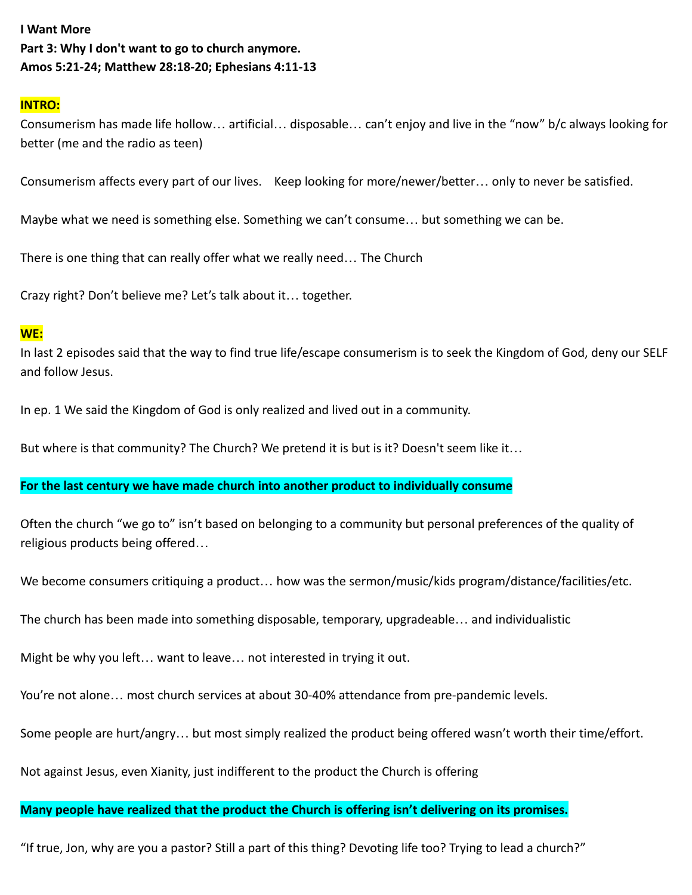**I Want More**
**Part 3: Why I don't want to go to church anymore.**
**Amos 5:21-24; Matthew 28:18-20; Ephesians 4:11-13**

**INTRO:**

Consumerism has made life hollow… artificial… disposable… can't enjoy and live in the "now" b/c always looking for better (me and the radio as teen)

Consumerism affects every part of our lives. Keep looking for more/newer/better… only to never be satisfied.

Maybe what we need is something else. Something we can't consume… but something we can be.

There is one thing that can really offer what we really need… The Church

Crazy right? Don't believe me? Let's talk about it… together.

**WE:**

In last 2 episodes said that the way to find true life/escape consumerism is to seek the Kingdom of God, deny our SELF and follow Jesus.

In ep. 1 We said the Kingdom of God is only realized and lived out in a community.

But where is that community? The Church? We pretend it is but is it? Doesn't seem like it…

**For the last century we have made church into another product to individually consume**

Often the church "we go to" isn't based on belonging to a community but personal preferences of the quality of religious products being offered…

We become consumers critiquing a product… how was the sermon/music/kids program/distance/facilities/etc.

The church has been made into something disposable, temporary, upgradeable… and individualistic

Might be why you left… want to leave… not interested in trying it out.

You're not alone… most church services at about 30-40% attendance from pre-pandemic levels.

Some people are hurt/angry… but most simply realized the product being offered wasn't worth their time/effort.

Not against Jesus, even Xianity, just indifferent to the product the Church is offering

**Many people have realized that the product the Church is offering isn't delivering on its promises.**

"If true, Jon, why are you a pastor? Still a part of this thing? Devoting life too? Trying to lead a church?"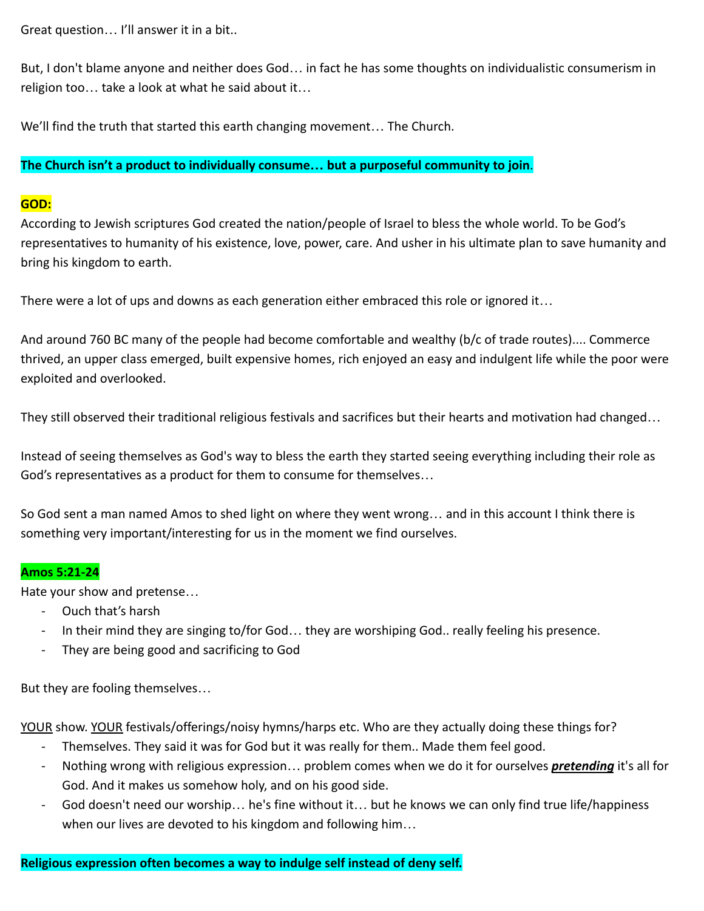Great question… I'll answer it in a bit..

But, I don't blame anyone and neither does God… in fact he has some thoughts on individualistic consumerism in religion too… take a look at what he said about it…

We'll find the truth that started this earth changing movement… The Church.

**The Church isn't a product to individually consume… but a purposeful community to join**.

**GOD:**

According to Jewish scriptures God created the nation/people of Israel to bless the whole world. To be God's representatives to humanity of his existence, love, power, care. And usher in his ultimate plan to save humanity and bring his kingdom to earth.

There were a lot of ups and downs as each generation either embraced this role or ignored it…

And around 760 BC many of the people had become comfortable and wealthy (b/c of trade routes).... Commerce thrived, an upper class emerged, built expensive homes, rich enjoyed an easy and indulgent life while the poor were exploited and overlooked.

They still observed their traditional religious festivals and sacrifices but their hearts and motivation had changed…

Instead of seeing themselves as God's way to bless the earth they started seeing everything including their role as God's representatives as a product for them to consume for themselves…

So God sent a man named Amos to shed light on where they went wrong… and in this account I think there is something very important/interesting for us in the moment we find ourselves.

**Amos 5:21-24**

Hate your show and pretense…

- Ouch that's harsh
- In their mind they are singing to/for God… they are worshiping God.. really feeling his presence.
- They are being good and sacrificing to God

But they are fooling themselves…

<u>YOUR</u> show. <u>YOUR</u> festivals/offerings/noisy hymns/harps etc. Who are they actually doing these things for?

- Themselves. They said it was for God but it was really for them.. Made them feel good.
- Nothing wrong with religious expression… problem comes when we do it for ourselves ***<u>pretending</u>*** it's all for God. And it makes us somehow holy, and on his good side.
- God doesn't need our worship… he's fine without it… but he knows we can only find true life/happiness when our lives are devoted to his kingdom and following him…

**Religious expression often becomes a way to indulge self instead of deny self.**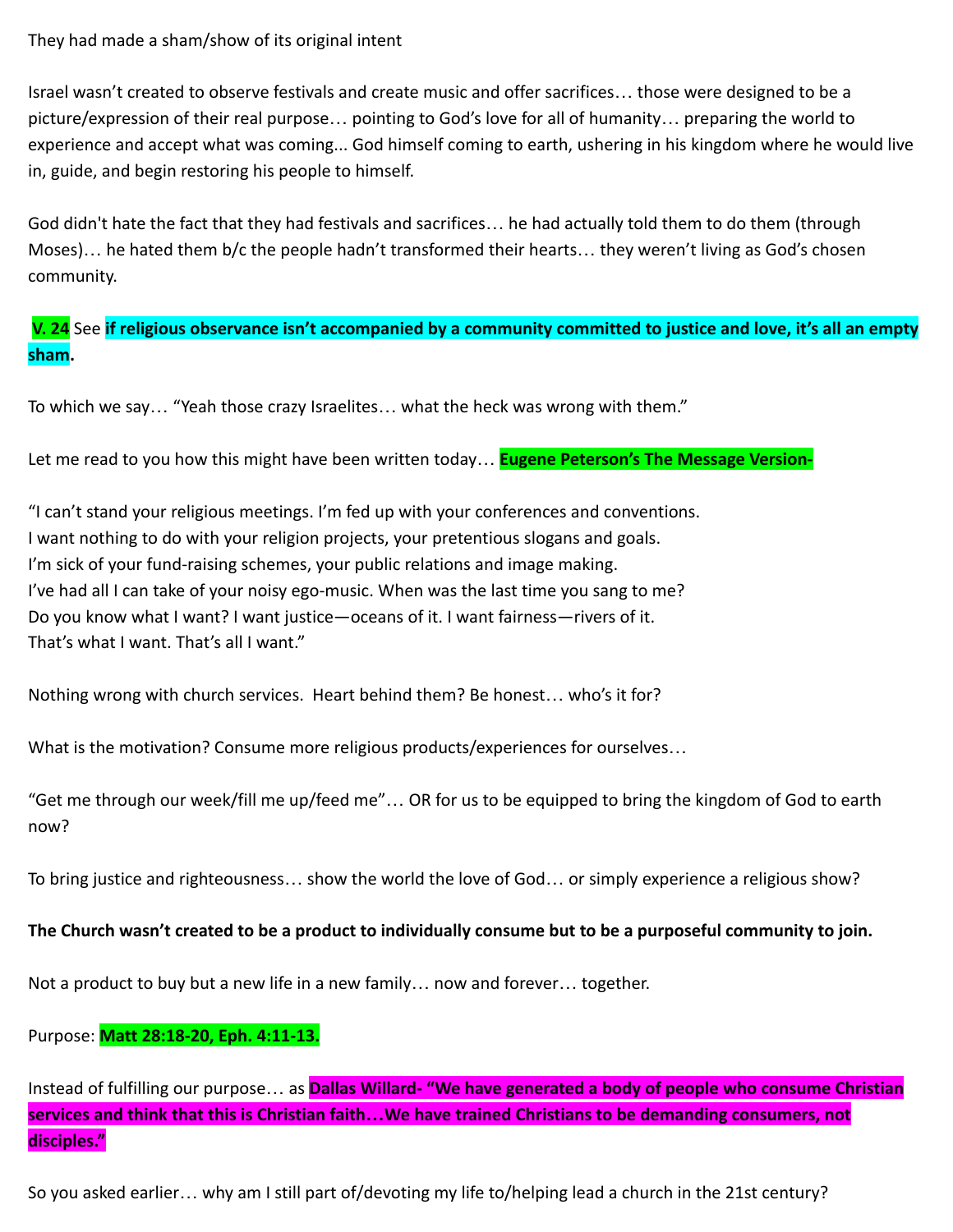They had made a sham/show of its original intent

Israel wasn't created to observe festivals and create music and offer sacrifices… those were designed to be a picture/expression of their real purpose… pointing to God's love for all of humanity… preparing the world to experience and accept what was coming... God himself coming to earth, ushering in his kingdom where he would live in, guide, and begin restoring his people to himself.

God didn't hate the fact that they had festivals and sacrifices… he had actually told them to do them (through Moses)… he hated them b/c the people hadn't transformed their hearts… they weren't living as God's chosen community.

**V. 24** See **if religious observance isn't accompanied by a community committed to justice and love, it's all an empty sham.**

To which we say… "Yeah those crazy Israelites… what the heck was wrong with them."

Let me read to you how this might have been written today… **Eugene Peterson's The Message Version-**

"I can't stand your religious meetings. I'm fed up with your conferences and conventions.
I want nothing to do with your religion projects, your pretentious slogans and goals.
I'm sick of your fund-raising schemes, your public relations and image making.
I've had all I can take of your noisy ego-music. When was the last time you sang to me?
Do you know what I want? I want justice—oceans of it. I want fairness—rivers of it.
That's what I want. That's all I want."

Nothing wrong with church services. Heart behind them? Be honest… who's it for?

What is the motivation? Consume more religious products/experiences for ourselves…

"Get me through our week/fill me up/feed me"… OR for us to be equipped to bring the kingdom of God to earth now?

To bring justice and righteousness… show the world the love of God… or simply experience a religious show?

**The Church wasn't created to be a product to individually consume but to be a purposeful community to join.**

Not a product to buy but a new life in a new family… now and forever… together.

Purpose: **Matt 28:18-20, Eph. 4:11-13.**

Instead of fulfilling our purpose… as **Dallas Willard- "We have generated a body of people who consume Christian services and think that this is Christian faith…We have trained Christians to be demanding consumers, not disciples."**

So you asked earlier… why am I still part of/devoting my life to/helping lead a church in the 21st century?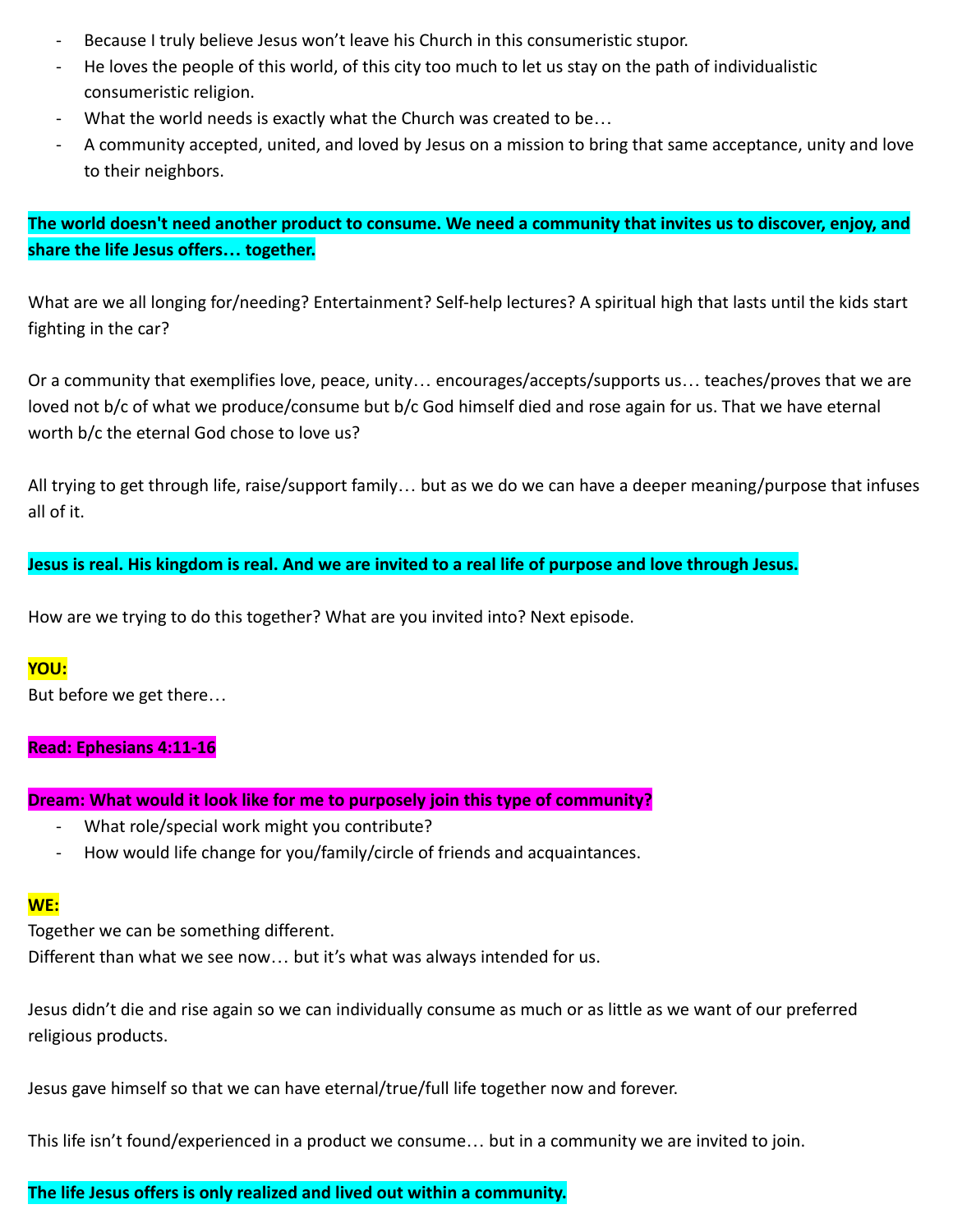- Because I truly believe Jesus won't leave his Church in this consumeristic stupor.
- He loves the people of this world, of this city too much to let us stay on the path of individualistic consumeristic religion.
- What the world needs is exactly what the Church was created to be…
- A community accepted, united, and loved by Jesus on a mission to bring that same acceptance, unity and love to their neighbors.

**The world doesn't need another product to consume. We need a community that invites us to discover, enjoy, and share the life Jesus offers… together.**

What are we all longing for/needing? Entertainment? Self-help lectures? A spiritual high that lasts until the kids start fighting in the car?

Or a community that exemplifies love, peace, unity… encourages/accepts/supports us… teaches/proves that we are loved not b/c of what we produce/consume but b/c God himself died and rose again for us. That we have eternal worth b/c the eternal God chose to love us?

All trying to get through life, raise/support family… but as we do we can have a deeper meaning/purpose that infuses all of it.

**Jesus is real. His kingdom is real. And we are invited to a real life of purpose and love through Jesus.**

How are we trying to do this together? What are you invited into? Next episode.

**YOU:**

But before we get there…

**Read: Ephesians 4:11-16**

**Dream: What would it look like for me to purposely join this type of community?**

- What role/special work might you contribute?
- How would life change for you/family/circle of friends and acquaintances.

**WE:**

Together we can be something different.
Different than what we see now… but it's what was always intended for us.

Jesus didn't die and rise again so we can individually consume as much or as little as we want of our preferred religious products.

Jesus gave himself so that we can have eternal/true/full life together now and forever.

This life isn't found/experienced in a product we consume… but in a community we are invited to join.

**The life Jesus offers is only realized and lived out within a community.**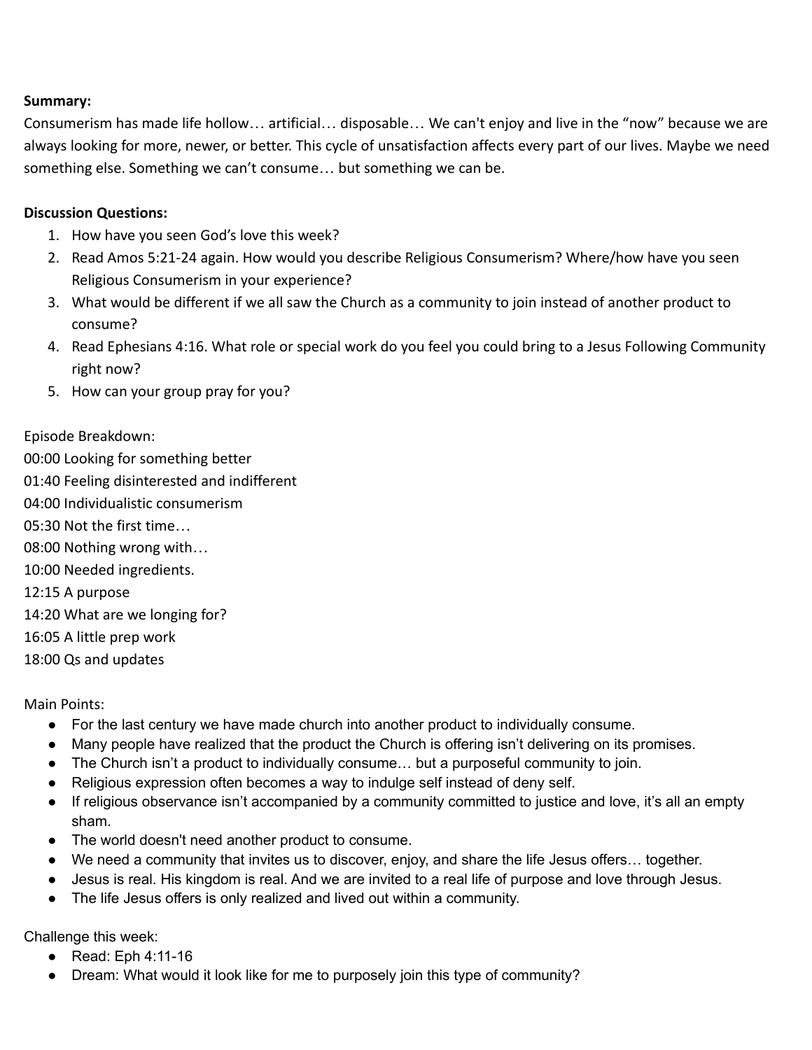**Summary:**
Consumerism has made life hollow… artificial… disposable… We can't enjoy and live in the "now" because we are always looking for more, newer, or better. This cycle of unsatisfaction affects every part of our lives. Maybe we need something else. Something we can't consume… but something we can be.

**Discussion Questions:**

1. How have you seen God's love this week?
2. Read Amos 5:21-24 again. How would you describe Religious Consumerism? Where/how have you seen Religious Consumerism in your experience?
3. What would be different if we all saw the Church as a community to join instead of another product to consume?
4. Read Ephesians 4:16. What role or special work do you feel you could bring to a Jesus Following Community right now?
5. How can your group pray for you?

Episode Breakdown:
00:00 Looking for something better
01:40 Feeling disinterested and indifferent
04:00 Individualistic consumerism
05:30 Not the first time…
08:00 Nothing wrong with…
10:00 Needed ingredients.
12:15 A purpose
14:20 What are we longing for?
16:05 A little prep work
18:00 Qs and updates

Main Points:

- For the last century we have made church into another product to individually consume.
- Many people have realized that the product the Church is offering isn't delivering on its promises.
- The Church isn't a product to individually consume… but a purposeful community to join.
- Religious expression often becomes a way to indulge self instead of deny self.
- If religious observance isn't accompanied by a community committed to justice and love, it's all an empty sham.
- The world doesn't need another product to consume.
- We need a community that invites us to discover, enjoy, and share the life Jesus offers… together.
- Jesus is real. His kingdom is real. And we are invited to a real life of purpose and love through Jesus.
- The life Jesus offers is only realized and lived out within a community.

Challenge this week:

- Read: Eph 4:11-16
- Dream: What would it look like for me to purposely join this type of community?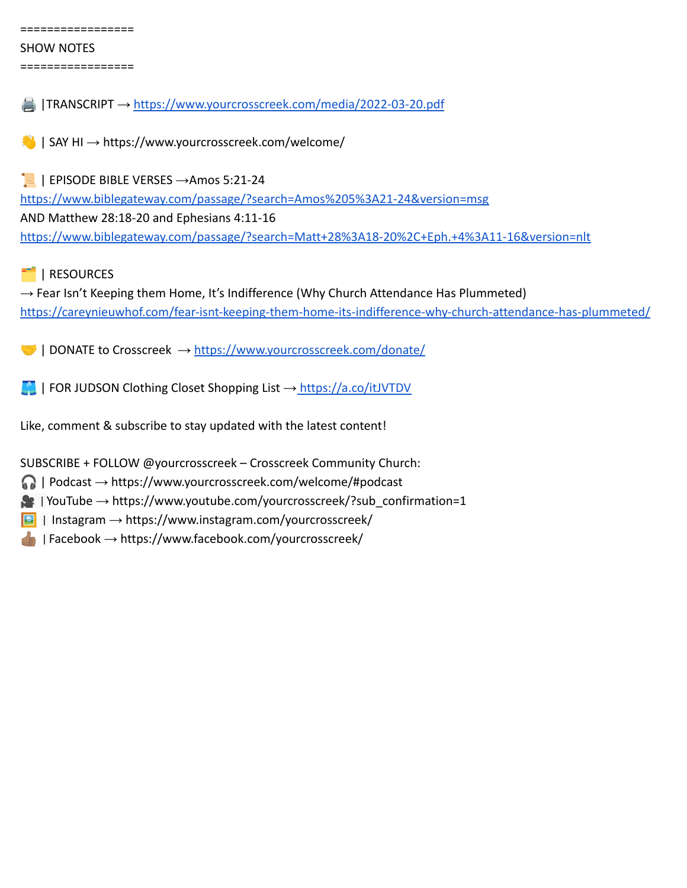=================
SHOW NOTES
=================

🖨️ |TRANSCRIPT → https://www.yourcrosscreek.com/media/2022-03-20.pdf

👋 | SAY HI → https://www.yourcrosscreek.com/welcome/

📜 | EPISODE BIBLE VERSES →Amos 5:21-24
https://www.biblegateway.com/passage/?search=Amos%205%3A21-24&version=msg
AND Matthew 28:18-20 and Ephesians 4:11-16
https://www.biblegateway.com/passage/?search=Matt+28%3A18-20%2C+Eph.+4%3A11-16&version=nlt

🗂️ | RESOURCES
→ Fear Isn't Keeping them Home, It's Indifference (Why Church Attendance Has Plummeted)
https://careynieuwhof.com/fear-isnt-keeping-them-home-its-indifference-why-church-attendance-has-plummeted/

🤝 | DONATE to Crosscreek → https://www.yourcrosscreek.com/donate/

🩳 | FOR JUDSON Clothing Closet Shopping List → https://a.co/itJVTDV

Like, comment & subscribe to stay updated with the latest content!

SUBSCRIBE + FOLLOW @yourcrosscreek – Crosscreek Community Church:
🎧 | Podcast → https://www.yourcrosscreek.com/welcome/#podcast
🎥 | YouTube → https://www.youtube.com/yourcrosscreek/?sub_confirmation=1
🖼️ | Instagram → https://www.instagram.com/yourcrosscreek/
👍🏽 | Facebook → https://www.facebook.com/yourcrosscreek/